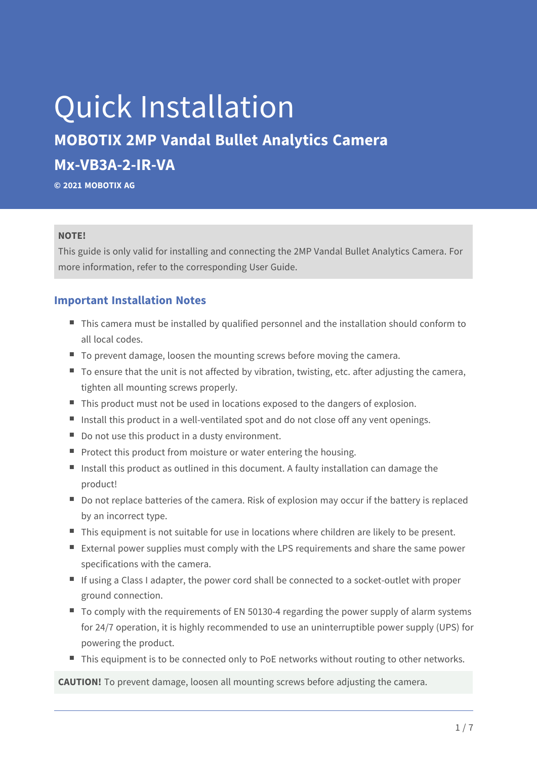# Quick Installation

## MOBOTIX 2MP Vandal Bullet Analytics Camera

## Mx-VB3A-2-IR-VA

**© 2021 MOBOTIX AG**

**NOTE!**
This guide is only valid for installing and connecting the 2MP Vandal Bullet Analytics Camera. For more information, refer to the corresponding User Guide.

### Important Installation Notes

- This camera must be installed by qualified personnel and the installation should conform to all local codes.
- To prevent damage, loosen the mounting screws before moving the camera.
- To ensure that the unit is not affected by vibration, twisting, etc. after adjusting the camera, tighten all mounting screws properly.
- This product must not be used in locations exposed to the dangers of explosion.
- Install this product in a well-ventilated spot and do not close off any vent openings.
- Do not use this product in a dusty environment.
- Protect this product from moisture or water entering the housing.
- Install this product as outlined in this document. A faulty installation can damage the product!
- Do not replace batteries of the camera. Risk of explosion may occur if the battery is replaced by an incorrect type.
- This equipment is not suitable for use in locations where children are likely to be present.
- External power supplies must comply with the LPS requirements and share the same power specifications with the camera.
- If using a Class I adapter, the power cord shall be connected to a socket-outlet with proper ground connection.
- To comply with the requirements of EN 50130-4 regarding the power supply of alarm systems for 24/7 operation, it is highly recommended to use an uninterruptible power supply (UPS) for powering the product.
- This equipment is to be connected only to PoE networks without routing to other networks.

**CAUTION!** To prevent damage, loosen all mounting screws before adjusting the camera.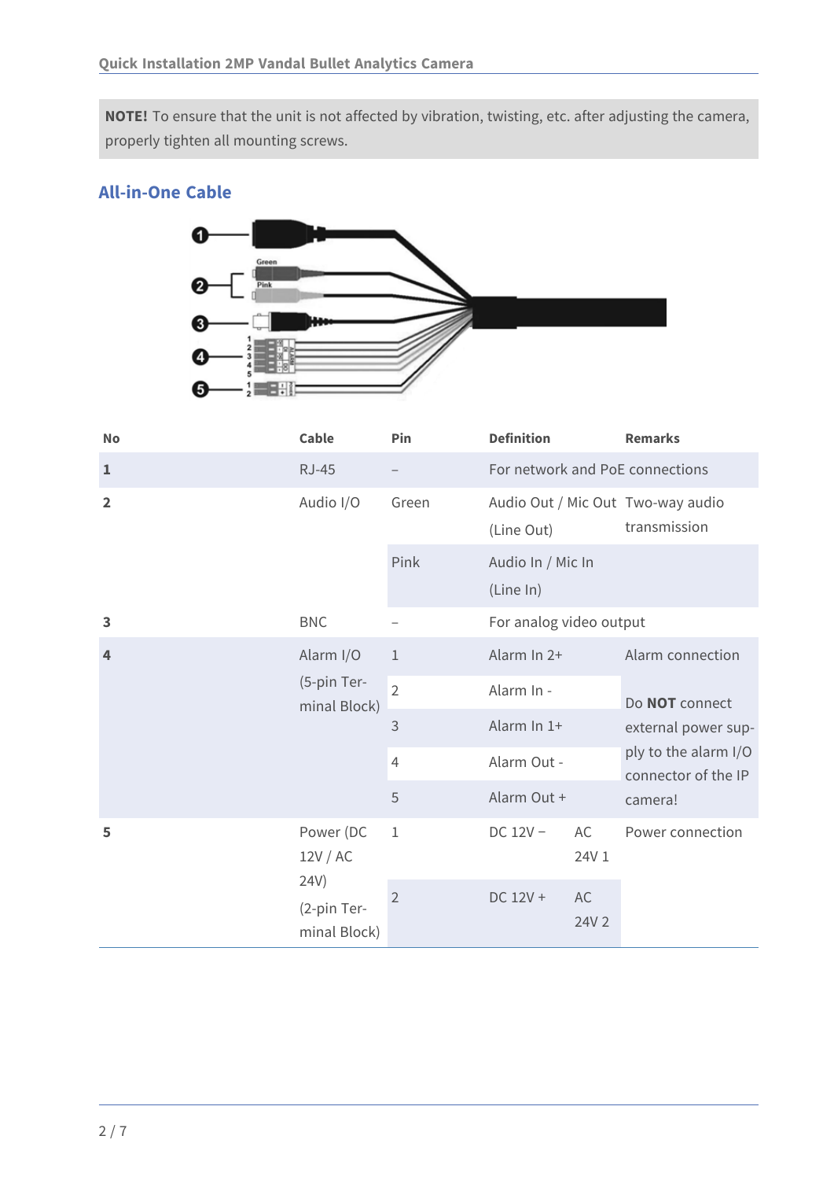**NOTE!** To ensure that the unit is not affected by vibration, twisting, etc. after adjusting the camera, properly tighten all mounting screws.

## All-in-One Cable

| No | Cable | Pin | Definition | | Remarks |
|---|---|---|---|---|---|
| **1** | RJ-45 | – | For network and PoE connections | | |
| **2** | Audio I/O | Green | Audio Out / Mic Out (Line Out) | | Two-way audio transmission |
| | | Pink | Audio In / Mic In (Line In) | | |
| **3** | BNC | – | For analog video output | | |
| **4** | Alarm I/O (5-pin Terminal Block) | 1 | Alarm In 2+ | | Alarm connection |
| | | 2 | Alarm In - | | Do **NOT** connect external power supply to the alarm I/O connector of the IP camera! |
| | | 3 | Alarm In 1+ | | |
| | | 4 | Alarm Out - | | |
| | | 5 | Alarm Out + | | |
| **5** | Power (DC 12V / AC 24V) (2-pin Terminal Block) | 1 | DC 12V – | AC 24V 1 | Power connection |
| | | 2 | DC 12V + | AC 24V 2 | |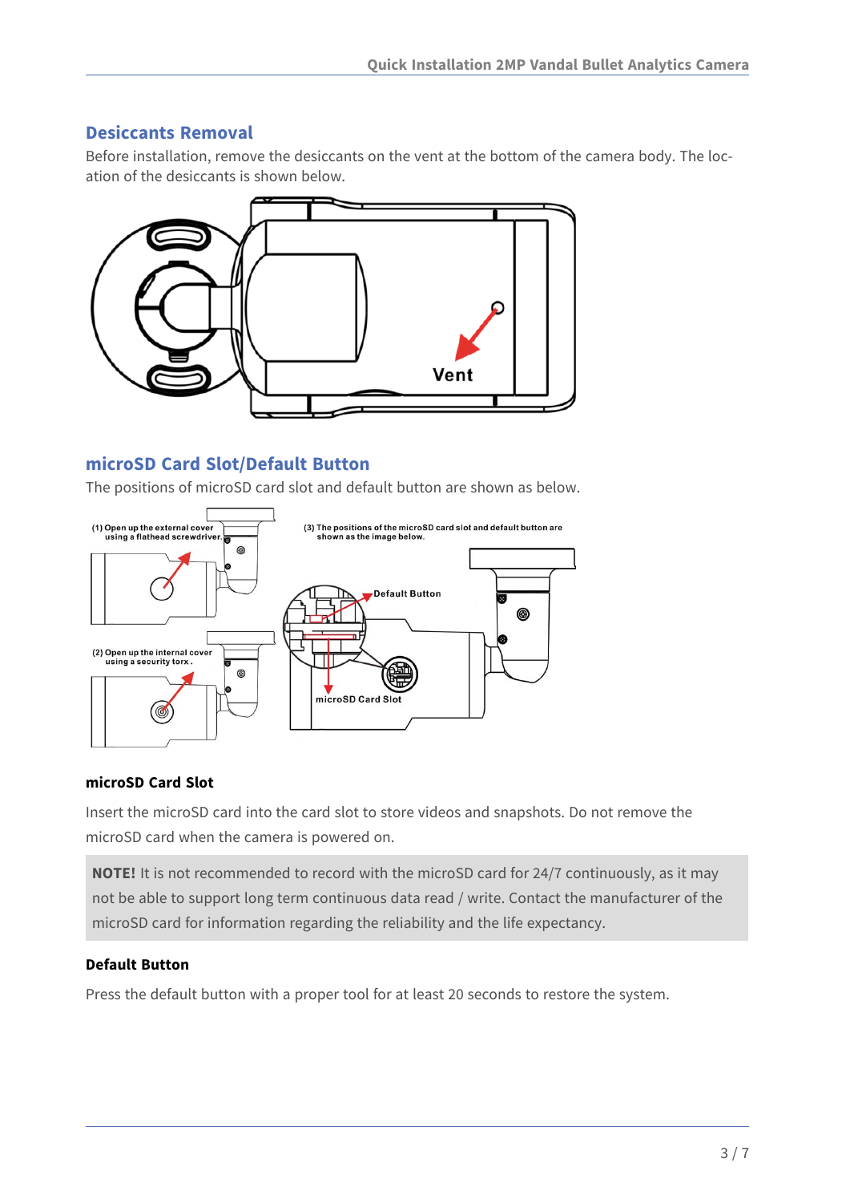## Desiccants Removal

Before installation, remove the desiccants on the vent at the bottom of the camera body. The location of the desiccants is shown below.

## microSD Card Slot/Default Button

The positions of microSD card slot and default button are shown as below.

### microSD Card Slot

Insert the microSD card into the card slot to store videos and snapshots. Do not remove the microSD card when the camera is powered on.

**NOTE!** It is not recommended to record with the microSD card for 24/7 continuously, as it may not be able to support long term continuous data read / write. Contact the manufacturer of the microSD card for information regarding the reliability and the life expectancy.

### Default Button

Press the default button with a proper tool for at least 20 seconds to restore the system.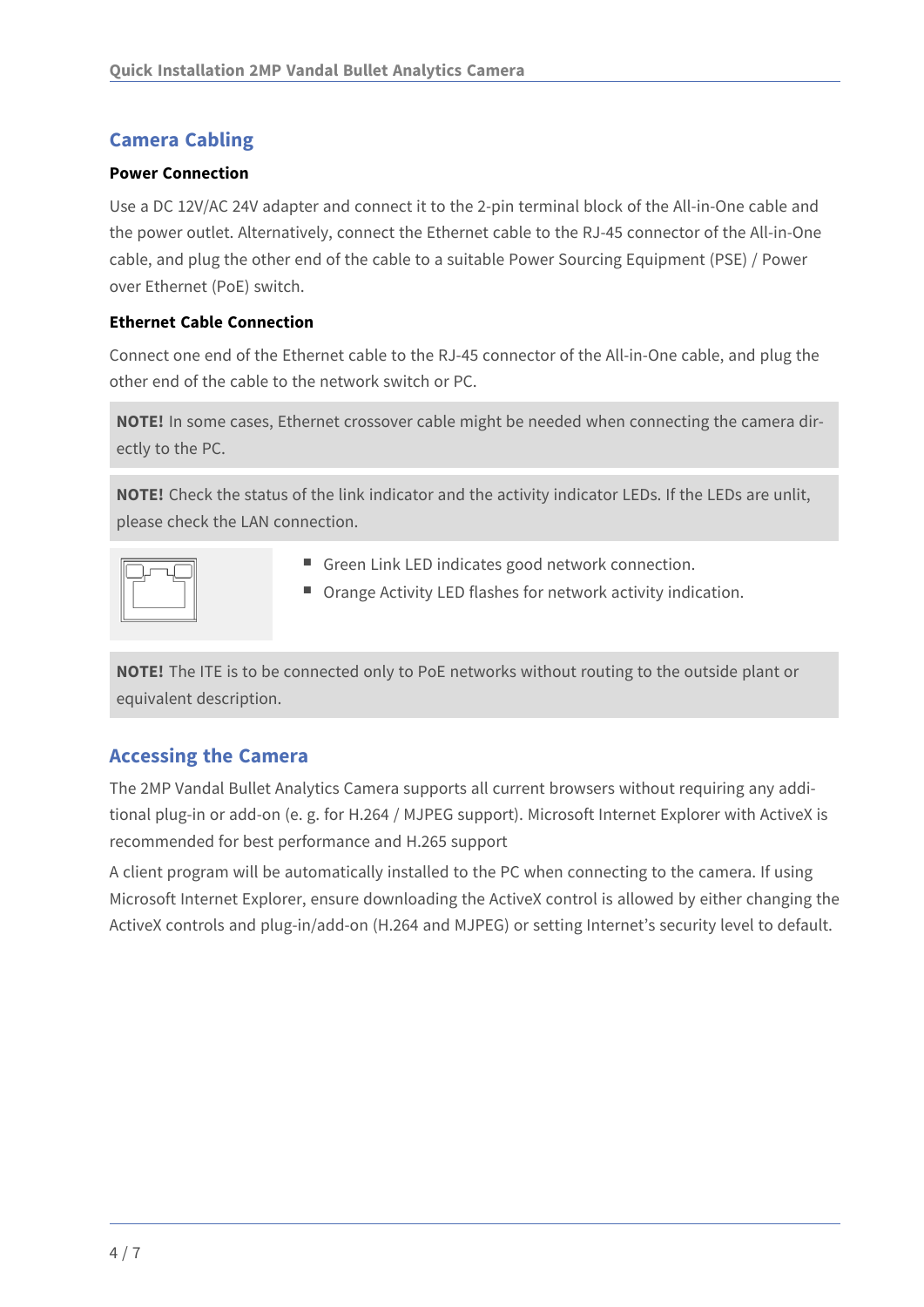## Camera Cabling

### Power Connection

Use a DC 12V/AC 24V adapter and connect it to the 2-pin terminal block of the All-in-One cable and the power outlet. Alternatively, connect the Ethernet cable to the RJ-45 connector of the All-in-One cable, and plug the other end of the cable to a suitable Power Sourcing Equipment (PSE) / Power over Ethernet (PoE) switch.

### Ethernet Cable Connection

Connect one end of the Ethernet cable to the RJ-45 connector of the All-in-One cable, and plug the other end of the cable to the network switch or PC.

**NOTE!** In some cases, Ethernet crossover cable might be needed when connecting the camera directly to the PC.

**NOTE!** Check the status of the link indicator and the activity indicator LEDs. If the LEDs are unlit, please check the LAN connection.

- Green Link LED indicates good network connection.
- Orange Activity LED flashes for network activity indication.

**NOTE!** The ITE is to be connected only to PoE networks without routing to the outside plant or equivalent description.

## Accessing the Camera

The 2MP Vandal Bullet Analytics Camera supports all current browsers without requiring any additional plug-in or add-on (e. g. for H.264 / MJPEG support). Microsoft Internet Explorer with ActiveX is recommended for best performance and H.265 support

A client program will be automatically installed to the PC when connecting to the camera. If using Microsoft Internet Explorer, ensure downloading the ActiveX control is allowed by either changing the ActiveX controls and plug-in/add-on (H.264 and MJPEG) or setting Internet's security level to default.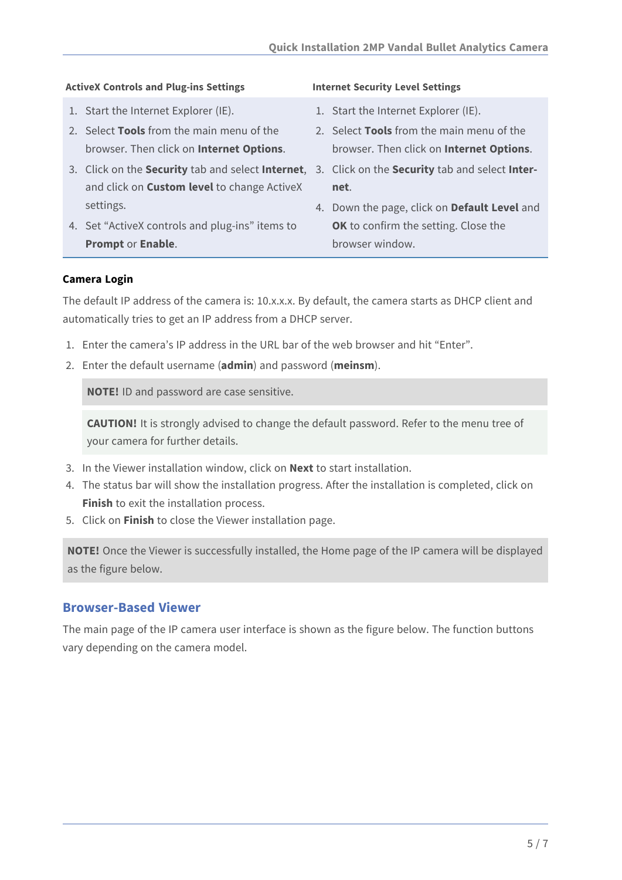### ActiveX Controls and Plug-ins Settings

1. Start the Internet Explorer (IE).
2. Select **Tools** from the main menu of the browser. Then click on **Internet Options**.
3. Click on the **Security** tab and select **Internet**, and click on **Custom level** to change ActiveX settings.
4. Set “ActiveX controls and plug-ins” items to **Prompt** or **Enable**.

### Internet Security Level Settings

1. Start the Internet Explorer (IE).
2. Select **Tools** from the main menu of the browser. Then click on **Internet Options**.
3. Click on the **Security** tab and select **Internet**.
4. Down the page, click on **Default Level** and **OK** to confirm the setting. Close the browser window.

### Camera Login

The default IP address of the camera is: 10.x.x.x. By default, the camera starts as DHCP client and automatically tries to get an IP address from a DHCP server.

1. Enter the camera’s IP address in the URL bar of the web browser and hit “Enter”.
2. Enter the default username (**admin**) and password (**meinsm**).

> **NOTE!** ID and password are case sensitive.

> **CAUTION!** It is strongly advised to change the default password. Refer to the menu tree of your camera for further details.

3. In the Viewer installation window, click on **Next** to start installation.
4. The status bar will show the installation progress. After the installation is completed, click on **Finish** to exit the installation process.
5. Click on **Finish** to close the Viewer installation page.

> **NOTE!** Once the Viewer is successfully installed, the Home page of the IP camera will be displayed as the figure below.

## Browser-Based Viewer

The main page of the IP camera user interface is shown as the figure below. The function buttons vary depending on the camera model.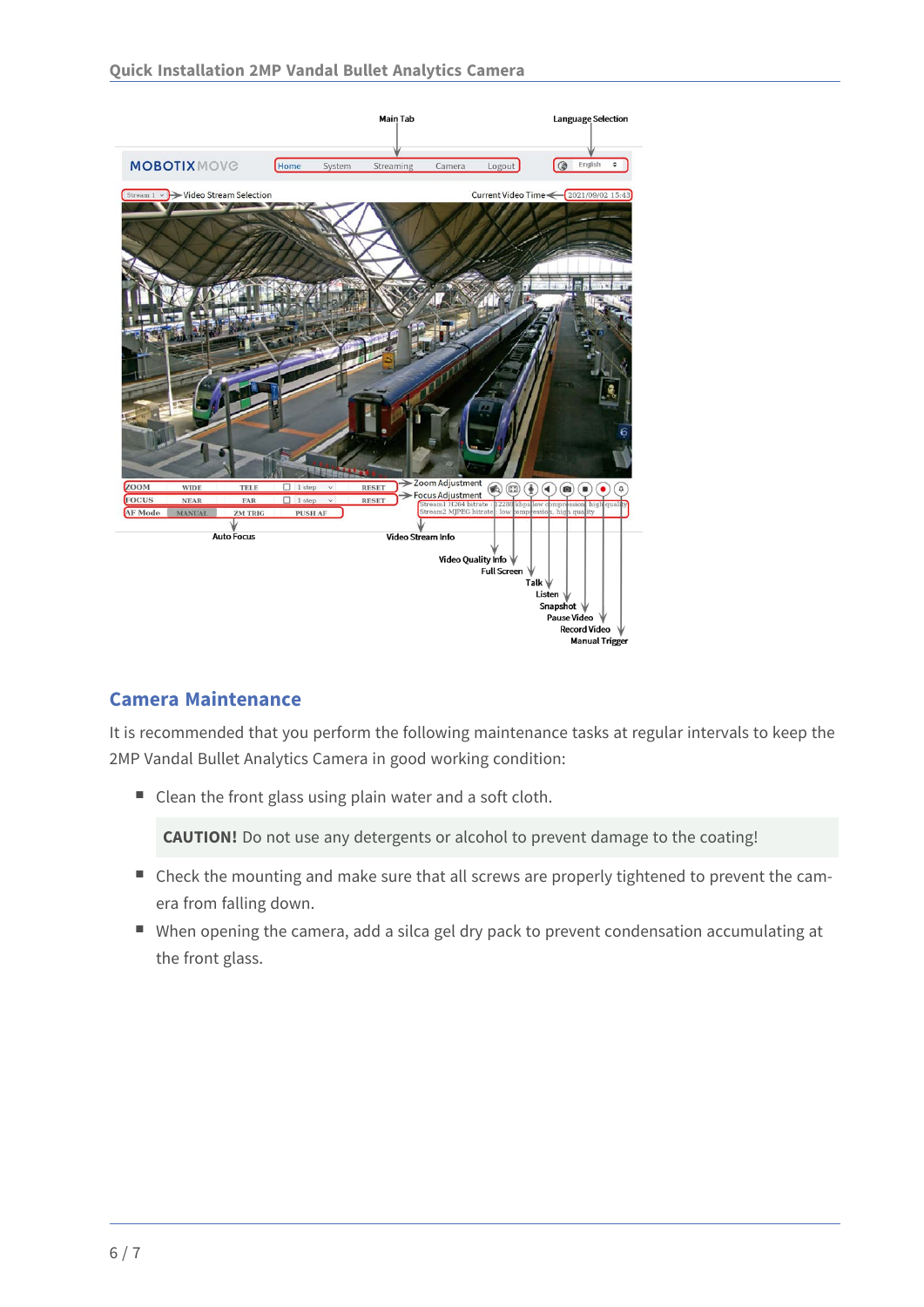## Camera Maintenance

It is recommended that you perform the following maintenance tasks at regular intervals to keep the 2MP Vandal Bullet Analytics Camera in good working condition:

- Clean the front glass using plain water and a soft cloth.

  **CAUTION!** Do not use any detergents or alcohol to prevent damage to the coating!

- Check the mounting and make sure that all screws are properly tightened to prevent the camera from falling down.
- When opening the camera, add a silca gel dry pack to prevent condensation accumulating at the front glass.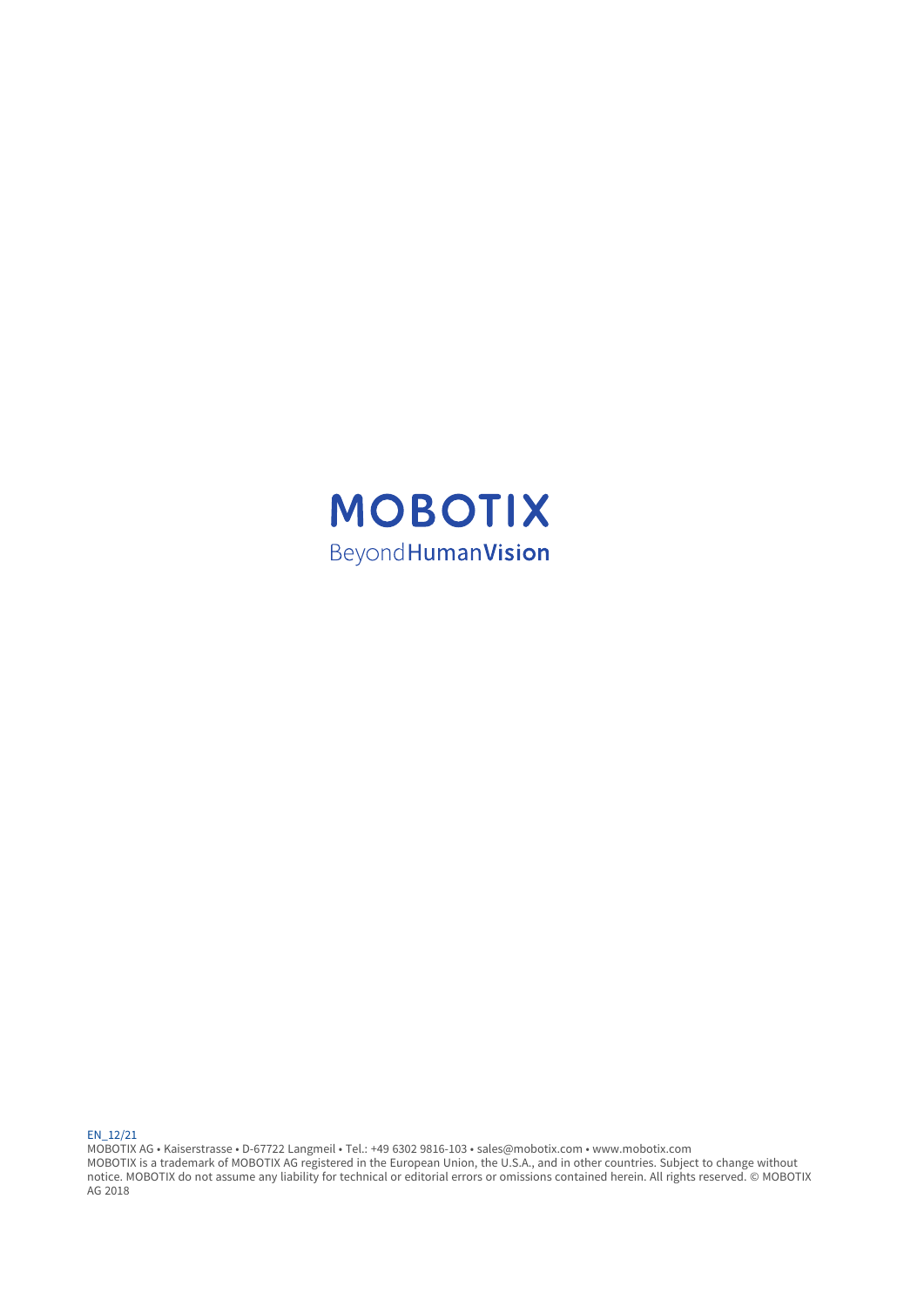MOBOTIX

BeyondHumanVision

EN_12/21

MOBOTIX AG • Kaiserstrasse • D-67722 Langmeil • Tel.: +49 6302 9816-103 • sales@mobotix.com • www.mobotix.com

MOBOTIX is a trademark of MOBOTIX AG registered in the European Union, the U.S.A., and in other countries. Subject to change without notice. MOBOTIX do not assume any liability for technical or editorial errors or omissions contained herein. All rights reserved. © MOBOTIX AG 2018